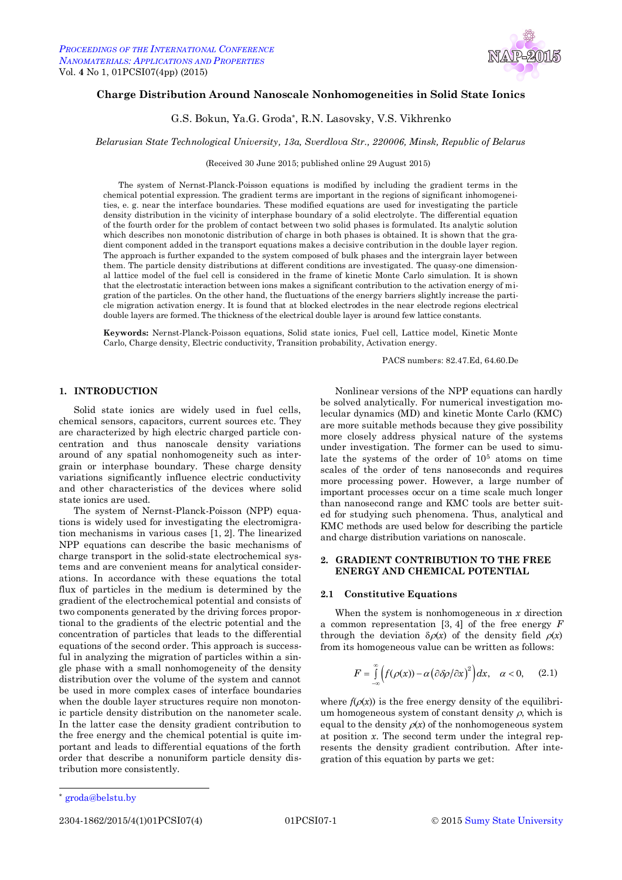# Charge Distribution Around Nanoscale Nonhomogeneities in Solid State Ionics

G.S. Bokun, Ya.G. Groda*, R.N. Lasovsky, V.S. Vikhrenko

*Belarusian State Technological University, 13a, Sverdlova Str., 220006, Minsk, Republic of Belarus*

(Received 30 June 2015; published online 29 August 2015)

The system of Nernst-Planck-Poisson equations is modified by including the gradient terms in the chemical potential expression. The gradient terms are important in the regions of significant inhomogeneities, e. g. near the interface boundaries. These modified equations are used for investigating the particle density distribution in the vicinity of interphase boundary of a solid electrolyte. The differential equation of the fourth order for the problem of contact between two solid phases is formulated. Its analytic solution which describes non monotonic distribution of charge in both phases is obtained. It is shown that the gradient component added in the transport equations makes a decisive contribution in the double layer region. The approach is further expanded to the system composed of bulk phases and the intergrain layer between them. The particle density distributions at different conditions are investigated. The quasy-one dimensional lattice model of the fuel cell is considered in the frame of kinetic Monte Carlo simulation. It is shown that the electrostatic interaction between ions makes a significant contribution to the activation energy of migration of the particles. On the other hand, the fluctuations of the energy barriers slightly increase the particle migration activation energy. It is found that at blocked electrodes in the near electrode regions electrical double layers are formed. The thickness of the electrical double layer is around few lattice constants.

**Keywords:** Nernst-Planck-Poisson equations, Solid state ionics, Fuel cell, Lattice model, Kinetic Monte Carlo, Charge density, Electric conductivity, Transition probability, Activation energy.

PACS numbers: 82.47.Ed, 64.60.De

## 1. INTRODUCTION

Solid state ionics are widely used in fuel cells, chemical sensors, capacitors, current sources etc. They are characterized by high electric charged particle concentration and thus nanoscale density variations around of any spatial nonhomogeneity such as intergrain or interphase boundary. These charge density variations significantly influence electric conductivity and other characteristics of the devices where solid state ionics are used.

The system of Nernst-Planck-Poisson (NPP) equations is widely used for investigating the electromigration mechanisms in various cases [1, 2]. The linearized NPP equations can describe the basic mechanisms of charge transport in the solid-state electrochemical systems and are convenient means for analytical considerations. In accordance with these equations the total flux of particles in the medium is determined by the gradient of the electrochemical potential and consists of two components generated by the driving forces proportional to the gradients of the electric potential and the concentration of particles that leads to the differential equations of the second order. This approach is successful in analyzing the migration of particles within a single phase with a small nonhomogeneity of the density distribution over the volume of the system and cannot be used in more complex cases of interface boundaries when the double layer structures require non monotonic particle density distribution on the nanometer scale. In the latter case the density gradient contribution to the free energy and the chemical potential is quite important and leads to differential equations of the forth order that describe a nonuniform particle density distribution more consistently.

Nonlinear versions of the NPP equations can hardly be solved analytically. For numerical investigation molecular dynamics (MD) and kinetic Monte Carlo (KMC) are more suitable methods because they give possibility more closely address physical nature of the systems under investigation. The former can be used to simulate the systems of the order of $10^5$ atoms on time scales of the order of tens nanoseconds and requires more processing power. However, a large number of important processes occur on a time scale much longer than nanosecond range and KMC tools are better suited for studying such phenomena. Thus, analytical and KMC methods are used below for describing the particle and charge distribution variations on nanoscale.

## 2. GRADIENT CONTRIBUTION TO THE FREE ENERGY AND CHEMICAL POTENTIAL

### 2.1 Constitutive Equations

When the system is nonhomogeneous in $x$ direction a common representation [3, 4] of the free energy $F$ through the deviation $\delta\rho(x)$ of the density field $\rho(x)$ from its homogeneous value can be written as follows:

$$F = \int_{-\infty}^{\infty} \left( f(\rho(x)) - \alpha \left( \partial\delta\rho/\partial x \right)^2 \right) dx, \quad \alpha < 0, \qquad (2.1)$$

where $f(\rho(x))$ is the free energy density of the equilibrium homogeneous system of constant density $\rho$, which is equal to the density $\rho(x)$ of the nonhomogeneous system at position $x$. The second term under the integral represents the density gradient contribution. After integration of this equation by parts we get:

---

* groda@belstu.by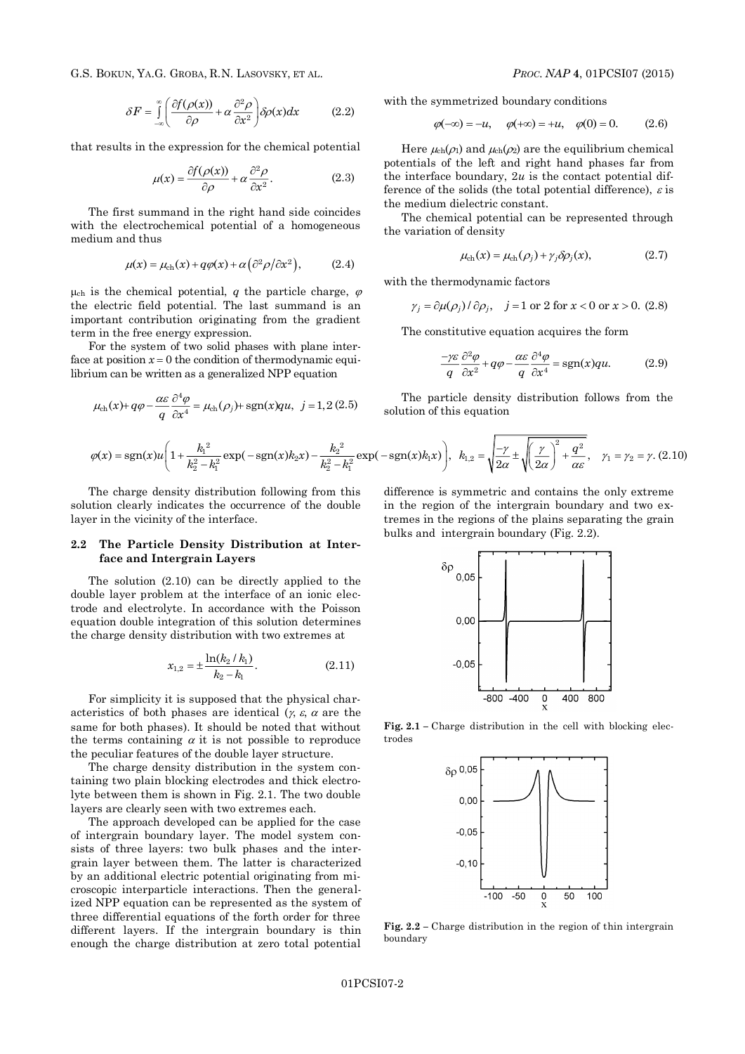$$\delta F = \int_{-\infty}^{\infty} \left( \frac{\partial f(\rho(x))}{\partial \rho} + \alpha \frac{\partial^2 \rho}{\partial x^2} \right) \delta\rho(x) dx \qquad (2.2)$$

that results in the expression for the chemical potential

$$\mu(x) = \frac{\partial f(\rho(x))}{\partial \rho} + \alpha \frac{\partial^2 \rho}{\partial x^2}. \qquad (2.3)$$

The first summand in the right hand side coincides with the electrochemical potential of a homogeneous medium and thus

$$\mu(x) = \mu_{\text{ch}}(x) + q\varphi(x) + \alpha\left(\partial^2\rho/\partial x^2\right), \qquad (2.4)$$

$\mu_{\text{ch}}$ is the chemical potential, $q$ the particle charge, $\varphi$ the electric field potential. The last summand is an important contribution originating from the gradient term in the free energy expression.

For the system of two solid phases with plane interface at position $x = 0$ the condition of thermodynamic equilibrium can be written as a generalized NPP equation

$$\mu_{\text{ch}}(x) + q\varphi - \frac{\alpha\varepsilon}{q}\frac{\partial^4\varphi}{\partial x^4} = \mu_{\text{ch}}(\rho_j) + \text{sgn}(x)qu, \;\; j = 1,2 \qquad (2.5)$$

with the symmetrized boundary conditions

$$\varphi(-\infty) = -u, \quad \varphi(+\infty) = +u, \quad \varphi(0) = 0. \qquad (2.6)$$

Here $\mu_{\text{ch}}(\rho_1)$ and $\mu_{\text{ch}}(\rho_2)$ are the equilibrium chemical potentials of the left and right hand phases far from the interface boundary, $2u$ is the contact potential difference of the solids (the total potential difference), $\varepsilon$ is the medium dielectric constant.

The chemical potential can be represented through the variation of density

$$\mu_{\text{ch}}(x) = \mu_{\text{ch}}(\rho_j) + \gamma_j\delta\rho_j(x), \qquad (2.7)$$

with the thermodynamic factors

$$\gamma_j = \partial\mu(\rho_j)/\partial\rho_j, \quad j = 1 \text{ or } 2 \text{ for } x < 0 \text{ or } x > 0. \qquad (2.8)$$

The constitutive equation acquires the form

$$\frac{-\gamma\varepsilon}{q}\frac{\partial^2\varphi}{\partial x^2} + q\varphi - \frac{\alpha\varepsilon}{q}\frac{\partial^4\varphi}{\partial x^4} = \text{sgn}(x)qu. \qquad (2.9)$$

The particle density distribution follows from the solution of this equation

$$\varphi(x) = \text{sgn}(x)u\left(1 + \frac{k_1^2}{k_2^2 - k_1^2}\exp(-\text{sgn}(x)k_2 x) - \frac{k_2^2}{k_2^2 - k_1^2}\exp(-\text{sgn}(x)k_1 x)\right), \quad k_{1,2} = \sqrt{\frac{-\gamma}{2\alpha} \pm \sqrt{\left(\frac{\gamma}{2\alpha}\right)^2 + \frac{q^2}{\alpha\varepsilon}}}, \quad \gamma_1 = \gamma_2 = \gamma. \qquad (2.10)$$

The charge density distribution following from this solution clearly indicates the occurrence of the double layer in the vicinity of the interface.

### 2.2 The Particle Density Distribution at Interface and Intergrain Layers

The solution (2.10) can be directly applied to the double layer problem at the interface of an ionic electrode and electrolyte. In accordance with the Poisson equation double integration of this solution determines the charge density distribution with two extremes at

$$x_{1,2} = \pm\frac{\ln(k_2/k_1)}{k_2 - k_1}. \qquad (2.11)$$

For simplicity it is supposed that the physical characteristics of both phases are identical ($\gamma$, $\varepsilon$, $\alpha$ are the same for both phases). It should be noted that without the terms containing $\alpha$ it is not possible to reproduce the peculiar features of the double layer structure.

The charge density distribution in the system containing two plain blocking electrodes and thick electrolyte between them is shown in Fig. 2.1. The two double layers are clearly seen with two extremes each.

The approach developed can be applied for the case of intergrain boundary layer. The model system consists of three layers: two bulk phases and the intergrain layer between them. The latter is characterized by an additional electric potential originating from microscopic interparticle interactions. Then the generalized NPP equation can be represented as the system of three differential equations of the forth order for three different layers. If the intergrain boundary is thin enough the charge distribution at zero total potential difference is symmetric and contains the only extreme in the region of the intergrain boundary and two extremes in the regions of the plains separating the grain bulks and intergrain boundary (Fig. 2.2).

**Fig. 2.1** – Charge distribution in the cell with blocking electrodes

**Fig. 2.2** – Charge distribution in the region of thin intergrain boundary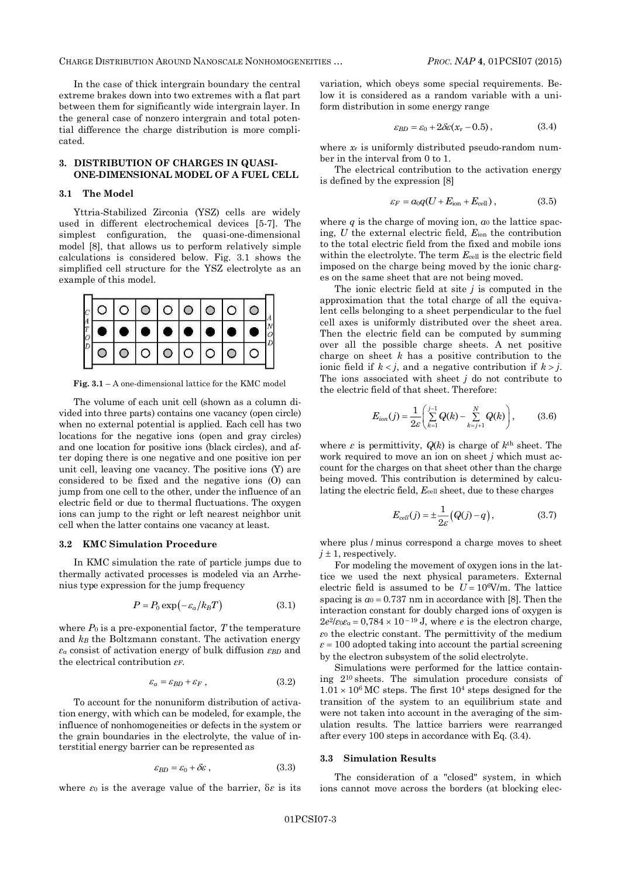In the case of thick intergrain boundary the central extreme brakes down into two extremes with a flat part between them for significantly wide intergrain layer. In the general case of nonzero intergrain and total potential difference the charge distribution is more complicated.

## 3. DISTRIBUTION OF CHARGES IN QUASI-ONE-DIMENSIONAL MODEL OF A FUEL CELL

### 3.1 The Model

Yttria-Stabilized Zirconia (YSZ) cells are widely used in different electrochemical devices [5-7]. The simplest configuration, the quasi-one-dimensional model [8], that allows us to perform relatively simple calculations is considered below. Fig. 3.1 shows the simplified cell structure for the YSZ electrolyte as an example of this model.

**Fig. 3.1** – A one-dimensional lattice for the KMC model

The volume of each unit cell (shown as a column divided into three parts) contains one vacancy (open circle) when no external potential is applied. Each cell has two locations for the negative ions (open and gray circles) and one location for positive ions (black circles), and after doping there is one negative and one positive ion per unit cell, leaving one vacancy. The positive ions (Y) are considered to be fixed and the negative ions (O) can jump from one cell to the other, under the influence of an electric field or due to thermal fluctuations. The oxygen ions can jump to the right or left nearest neighbor unit cell when the latter contains one vacancy at least.

### 3.2 KMC Simulation Procedure

In KMC simulation the rate of particle jumps due to thermally activated processes is modeled via an Arrhenius type expression for the jump frequency

$$P = P_0 \exp\left(-\varepsilon_a / k_B T\right) \tag{3.1}$$

where $P_0$ is a pre-exponential factor, $T$ the temperature and $k_B$ the Boltzmann constant. The activation energy $\varepsilon_a$ consist of activation energy of bulk diffusion $\varepsilon_{BD}$ and the electrical contribution $\varepsilon_F$.

$$\varepsilon_a = \varepsilon_{BD} + \varepsilon_F \,, \tag{3.2}$$

To account for the nonuniform distribution of activation energy, with which can be modeled, for example, the influence of nonhomogeneities or defects in the system or the grain boundaries in the electrolyte, the value of interstitial energy barrier can be represented as

$$\varepsilon_{BD} = \varepsilon_0 + \delta\varepsilon \,, \tag{3.3}$$

where $\varepsilon_0$ is the average value of the barrier, $\delta\varepsilon$ is its variation, which obeys some special requirements. Below it is considered as a random variable with a uniform distribution in some energy range

$$\varepsilon_{BD} = \varepsilon_0 + 2\delta\varepsilon(x_r - 0.5) \,, \tag{3.4}$$

where $x_r$ is uniformly distributed pseudo-random number in the interval from 0 to 1.

The electrical contribution to the activation energy is defined by the expression [8]

$$\varepsilon_F = a_0 q (U + E_{\text{ion}} + E_{\text{cell}}) \,, \tag{3.5}$$

where $q$ is the charge of moving ion, $a_0$ the lattice spacing, $U$ the external electric field, $E_{\text{ion}}$ the contribution to the total electric field from the fixed and mobile ions within the electrolyte. The term $E_{\text{cell}}$ is the electric field imposed on the charge being moved by the ionic charges on the same sheet that are not being moved.

The ionic electric field at site $j$ is computed in the approximation that the total charge of all the equivalent cells belonging to a sheet perpendicular to the fuel cell axes is uniformly distributed over the sheet area. Then the electric field can be computed by summing over all the possible charge sheets. A net positive charge on sheet $k$ has a positive contribution to the ionic field if $k < j$, and a negative contribution if $k > j$. The ions associated with sheet $j$ do not contribute to the electric field of that sheet. Therefore:

$$E_{ion}(j) = \frac{1}{2\varepsilon}\left(\sum_{k=1}^{j-1} Q(k) - \sum_{k=j+1}^{N} Q(k)\right), \tag{3.6}$$

where $\varepsilon$ is permittivity, $Q(k)$ is charge of $k^{\text{th}}$ sheet. The work required to move an ion on sheet $j$ which must account for the charges on that sheet other than the charge being moved. This contribution is determined by calculating the electric field, $E_{\text{cell}}$ sheet, due to these charges

$$E_{cell}(j) = \pm\frac{1}{2\varepsilon}\left(Q(j) - q\right), \tag{3.7}$$

where plus / minus correspond a charge moves to sheet $j \pm 1$, respectively.

For modeling the movement of oxygen ions in the lattice we used the next physical parameters. External electric field is assumed to be $U = 10^6$V/m. The lattice spacing is $a_0 = 0.737$ nm in accordance with [8]. Then the interaction constant for doubly charged ions of oxygen is $2e^2/\varepsilon_0\varepsilon_a = 0{,}784 \times 10^{-19}$ J, where $e$ is the electron charge, $\varepsilon_0$ the electric constant. The permittivity of the medium $\varepsilon = 100$ adopted taking into account the partial screening by the electron subsystem of the solid electrolyte.

Simulations were performed for the lattice containing $2^{10}$ sheets. The simulation procedure consists of $1.01 \times 10^6$ MC steps. The first $10^4$ steps designed for the transition of the system to an equilibrium state and were not taken into account in the averaging of the simulation results. The lattice barriers were rearranged after every 100 steps in accordance with Eq. (3.4).

### 3.3 Simulation Results

The consideration of a "closed" system, in which ions cannot move across the borders (at blocking elec-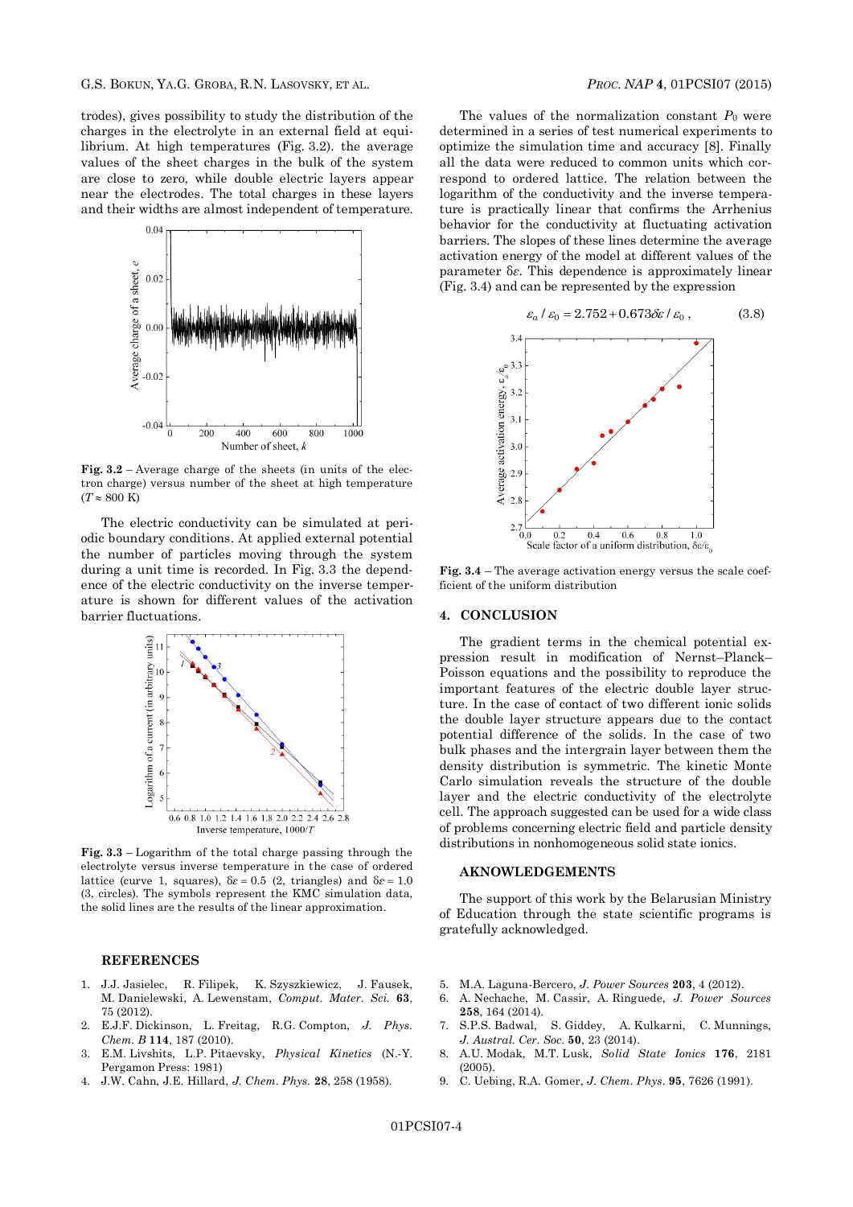trodes), gives possibility to study the distribution of the charges in the electrolyte in an external field at equilibrium. At high temperatures (Fig. 3.2). the average values of the sheet charges in the bulk of the system are close to zero, while double electric layers appear near the electrodes. The total charges in these layers and their widths are almost independent of temperature.

0.04
0.02
0.00
-0.02
-0.04
0 200 400 600 800 1000
Average charge of a sheet, $e$
Number of sheet, $k$

**Fig. 3.2** – Average charge of the sheets (in units of the electron charge) versus number of the sheet at high temperature ($T \approx 800$ K)

The electric conductivity can be simulated at periodic boundary conditions. At applied external potential the number of particles moving through the system during a unit time is recorded. In Fig. 3.3 the dependence of the electric conductivity on the inverse temperature is shown for different values of the activation barrier fluctuations.

11
10
9
8
7
6
5
0.6 0.8 1.0 1.2 1.4 1.6 1.8 2.0 2.2 2.4 2.6 2.8
Logarithm of a current (in arbitrary units)
Inverse temperature, 1000/$T$
1
2
3

**Fig. 3.3** – Logarithm of the total charge passing through the electrolyte versus inverse temperature in the case of ordered lattice (curve 1, squares), $\delta\varepsilon = 0.5$ (2, triangles) and $\delta\varepsilon = 1.0$ (3, circles). The symbols represent the KMC simulation data, the solid lines are the results of the linear approximation.

The values of the normalization constant $P_0$ were determined in a series of test numerical experiments to optimize the simulation time and accuracy [8]. Finally all the data were reduced to common units which correspond to ordered lattice. The relation between the logarithm of the conductivity and the inverse temperature is practically linear that confirms the Arrhenius behavior for the conductivity at fluctuating activation barriers. The slopes of these lines determine the average activation energy of the model at different values of the parameter $\delta\varepsilon$. This dependence is approximately linear (Fig. 3.4) and can be represented by the expression

$$\varepsilon_a / \varepsilon_0 = 2.752 + 0.673\delta\varepsilon / \varepsilon_0\,, \tag{3.8}$$

3.4
3.3
3.2
3.1
3.0
2.9
2.8
2.7
0.0 0.2 0.4 0.6 0.8 1.0
Average activation energy, $\varepsilon_a/\varepsilon_0$
Scale factor of a uniform distribution, $\delta\varepsilon/\varepsilon_0$

**Fig. 3.4** – The average activation energy versus the scale coefficient of the uniform distribution

## 4. CONCLUSION

The gradient terms in the chemical potential expression result in modification of Nernst–Planck–Poisson equations and the possibility to reproduce the important features of the electric double layer structure. In the case of contact of two different ionic solids the double layer structure appears due to the contact potential difference of the solids. In the case of two bulk phases and the intergrain layer between them the density distribution is symmetric. The kinetic Monte Carlo simulation reveals the structure of the double layer and the electric conductivity of the electrolyte cell. The approach suggested can be used for a wide class of problems concerning electric field and particle density distributions in nonhomogeneous solid state ionics.

### AKNOWLEDGEMENTS

The support of this work by the Belarusian Ministry of Education through the state scientific programs is gratefully acknowledged.

### REFERENCES

1. J.J. Jasielec, R. Filipek, K. Szyszkiewicz, J. Fausek, M. Danielewski, A. Lewenstam, *Comput. Mater. Sci.* **63**, 75 (2012).
2. E.J.F. Dickinson, L. Freitag, R.G. Compton, *J. Phys. Chem. B* **114**, 187 (2010).
3. E.M. Livshits, L.P. Pitaevsky, *Physical Kinetics* (N.-Y. Pergamon Press: 1981)
4. J.W. Cahn, J.E. Hillard, *J. Chem. Phys.* **28**, 258 (1958).
5. M.A. Laguna-Bercero, *J. Power Sources* **203**, 4 (2012).
6. A. Nechache, M. Cassir, A. Ringuede, *J. Power Sources* **258**, 164 (2014).
7. S.P.S. Badwal, S. Giddey, A. Kulkarni, C. Munnings, *J. Austral. Cer. Soc.* **50**, 23 (2014).
8. A.U. Modak, M.T. Lusk, *Solid State Ionics* **176**, 2181 (2005).
9. C. Uebing, R.A. Gomer, *J. Chem. Phys.* **95**, 7626 (1991).